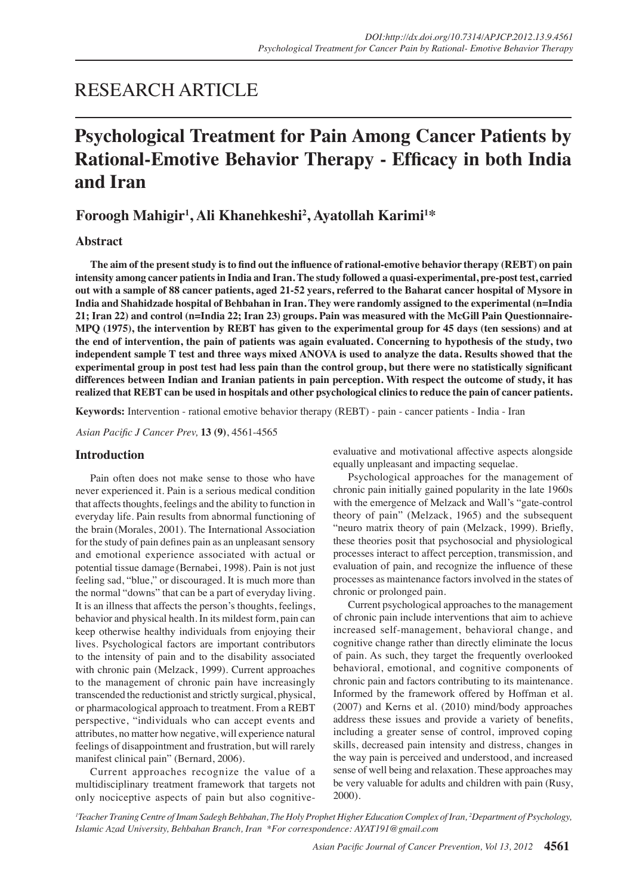RESEARCH ARTICLE

# Psychological Treatment for Pain Among Cancer Patients by Rational-Emotive Behavior Therapy - Efficacy in both India and Iran

**Foroogh Mahigir[1], Ali Khanehkeshi[2], Ayatollah Karimi[1]***

## Abstract

**The aim of the present study is to find out the influence of rational-emotive behavior therapy (REBT) on pain intensity among cancer patients in India and Iran. The study followed a quasi-experimental, pre-post test, carried out with a sample of 88 cancer patients, aged 21-52 years, referred to the Baharat cancer hospital of Mysore in India and Shahidzade hospital of Behbahan in Iran. They were randomly assigned to the experimental (n=India 21; Iran 22) and control (n=India 22; Iran 23) groups. Pain was measured with the McGill Pain Questionnaire-MPQ (1975), the intervention by REBT has given to the experimental group for 45 days (ten sessions) and at the end of intervention, the pain of patients was again evaluated. Concerning to hypothesis of the study, two independent sample T test and three ways mixed ANOVA is used to analyze the data. Results showed that the experimental group in post test had less pain than the control group, but there were no statistically significant differences between Indian and Iranian patients in pain perception. With respect the outcome of study, it has realized that REBT can be used in hospitals and other psychological clinics to reduce the pain of cancer patients.**

**Keywords:** Intervention - rational emotive behavior therapy (REBT) - pain - cancer patients - India - Iran

*Asian Pacific J Cancer Prev,* **13 (9)**, 4561-4565

## Introduction

Pain often does not make sense to those who have never experienced it. Pain is a serious medical condition that affects thoughts, feelings and the ability to function in everyday life. Pain results from abnormal functioning of the brain (Morales, 2001). The International Association for the study of pain defines pain as an unpleasant sensory and emotional experience associated with actual or potential tissue damage (Bernabei, 1998). Pain is not just feeling sad, "blue," or discouraged. It is much more than the normal "downs" that can be a part of everyday living. It is an illness that affects the person's thoughts, feelings, behavior and physical health. In its mildest form, pain can keep otherwise healthy individuals from enjoying their lives. Psychological factors are important contributors to the intensity of pain and to the disability associated with chronic pain (Melzack, 1999). Current approaches to the management of chronic pain have increasingly transcended the reductionist and strictly surgical, physical, or pharmacological approach to treatment. From a REBT perspective, "individuals who can accept events and attributes, no matter how negative, will experience natural feelings of disappointment and frustration, but will rarely manifest clinical pain" (Bernard, 2006).

Current approaches recognize the value of a multidisciplinary treatment framework that targets not only nociceptive aspects of pain but also cognitive-evaluative and motivational affective aspects alongside equally unpleasant and impacting sequelae.

Psychological approaches for the management of chronic pain initially gained popularity in the late 1960s with the emergence of Melzack and Wall's "gate-control theory of pain" (Melzack, 1965) and the subsequent "neuro matrix theory of pain (Melzack, 1999). Briefly, these theories posit that psychosocial and physiological processes interact to affect perception, transmission, and evaluation of pain, and recognize the influence of these processes as maintenance factors involved in the states of chronic or prolonged pain.

Current psychological approaches to the management of chronic pain include interventions that aim to achieve increased self-management, behavioral change, and cognitive change rather than directly eliminate the locus of pain. As such, they target the frequently overlooked behavioral, emotional, and cognitive components of chronic pain and factors contributing to its maintenance. Informed by the framework offered by Hoffman et al. (2007) and Kerns et al. (2010) mind/body approaches address these issues and provide a variety of benefits, including a greater sense of control, improved coping skills, decreased pain intensity and distress, changes in the way pain is perceived and understood, and increased sense of well being and relaxation. These approaches may be very valuable for adults and children with pain (Rusy, 2000).

*[1]Teacher Traning Centre of Imam Sadegh Behbahan, The Holy Prophet Higher Education Complex of Iran, [2]Department of Psychology, Islamic Azad University, Behbahan Branch, Iran \*For correspondence: AYAT191@gmail.com*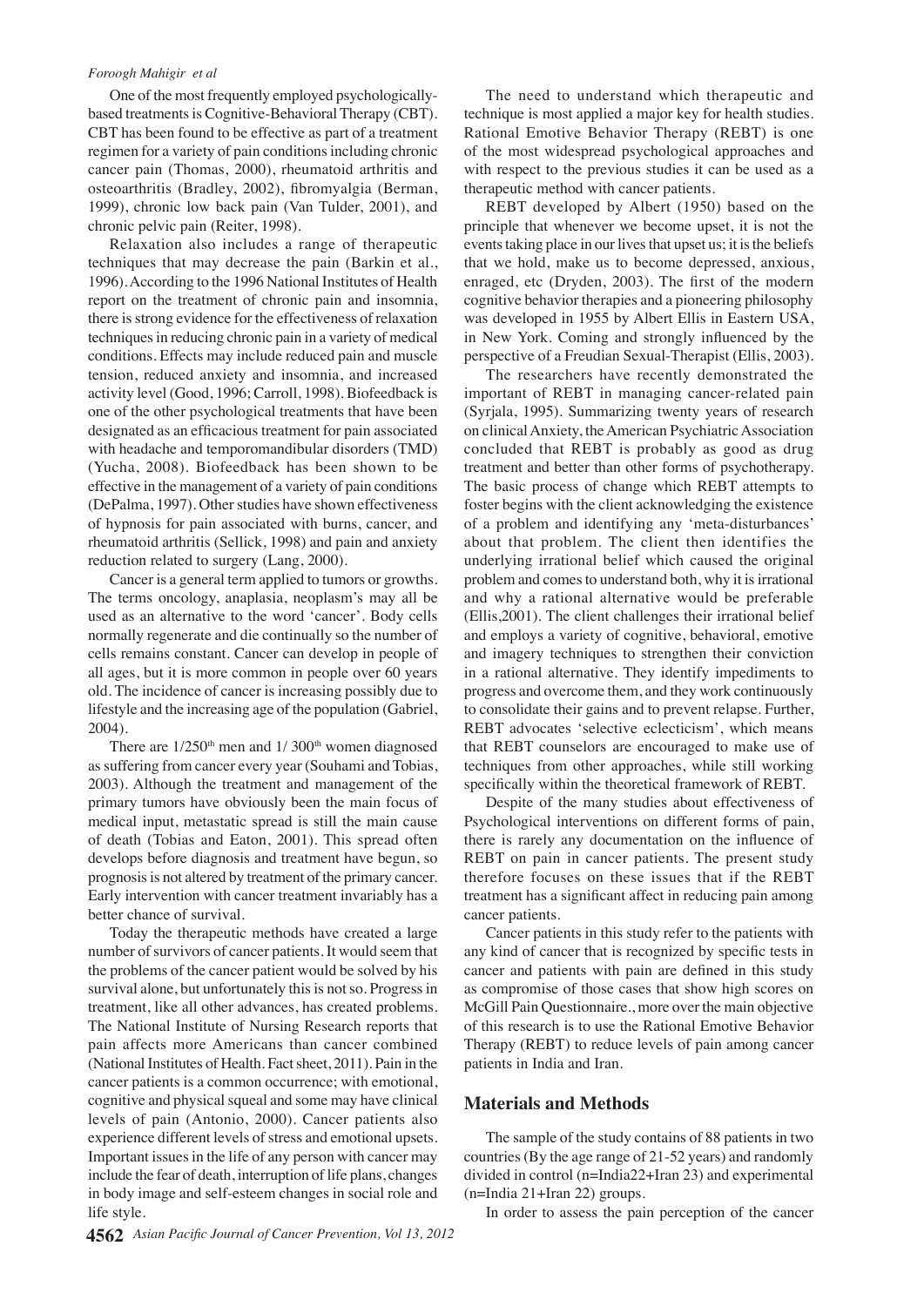One of the most frequently employed psychologically-based treatments is Cognitive-Behavioral Therapy (CBT). CBT has been found to be effective as part of a treatment regimen for a variety of pain conditions including chronic cancer pain (Thomas, 2000), rheumatoid arthritis and osteoarthritis (Bradley, 2002), fibromyalgia (Berman, 1999), chronic low back pain (Van Tulder, 2001), and chronic pelvic pain (Reiter, 1998).

Relaxation also includes a range of therapeutic techniques that may decrease the pain (Barkin et al., 1996). According to the 1996 National Institutes of Health report on the treatment of chronic pain and insomnia, there is strong evidence for the effectiveness of relaxation techniques in reducing chronic pain in a variety of medical conditions. Effects may include reduced pain and muscle tension, reduced anxiety and insomnia, and increased activity level (Good, 1996; Carroll, 1998). Biofeedback is one of the other psychological treatments that have been designated as an efficacious treatment for pain associated with headache and temporomandibular disorders (TMD) (Yucha, 2008). Biofeedback has been shown to be effective in the management of a variety of pain conditions (DePalma, 1997). Other studies have shown effectiveness of hypnosis for pain associated with burns, cancer, and rheumatoid arthritis (Sellick, 1998) and pain and anxiety reduction related to surgery (Lang, 2000).

Cancer is a general term applied to tumors or growths. The terms oncology, anaplasia, neoplasm's may all be used as an alternative to the word 'cancer'. Body cells normally regenerate and die continually so the number of cells remains constant. Cancer can develop in people of all ages, but it is more common in people over 60 years old. The incidence of cancer is increasing possibly due to lifestyle and the increasing age of the population (Gabriel, 2004).

There are 1/250th men and 1/ 300th women diagnosed as suffering from cancer every year (Souhami and Tobias, 2003). Although the treatment and management of the primary tumors have obviously been the main focus of medical input, metastatic spread is still the main cause of death (Tobias and Eaton, 2001). This spread often develops before diagnosis and treatment have begun, so prognosis is not altered by treatment of the primary cancer. Early intervention with cancer treatment invariably has a better chance of survival.

Today the therapeutic methods have created a large number of survivors of cancer patients. It would seem that the problems of the cancer patient would be solved by his survival alone, but unfortunately this is not so. Progress in treatment, like all other advances, has created problems. The National Institute of Nursing Research reports that pain affects more Americans than cancer combined (National Institutes of Health. Fact sheet, 2011). Pain in the cancer patients is a common occurrence; with emotional, cognitive and physical squeal and some may have clinical levels of pain (Antonio, 2000). Cancer patients also experience different levels of stress and emotional upsets. Important issues in the life of any person with cancer may include the fear of death, interruption of life plans, changes in body image and self-esteem changes in social role and life style.

The need to understand which therapeutic and technique is most applied a major key for health studies. Rational Emotive Behavior Therapy (REBT) is one of the most widespread psychological approaches and with respect to the previous studies it can be used as a therapeutic method with cancer patients.

REBT developed by Albert (1950) based on the principle that whenever we become upset, it is not the events taking place in our lives that upset us; it is the beliefs that we hold, make us to become depressed, anxious, enraged, etc (Dryden, 2003). The first of the modern cognitive behavior therapies and a pioneering philosophy was developed in 1955 by Albert Ellis in Eastern USA, in New York. Coming and strongly influenced by the perspective of a Freudian Sexual-Therapist (Ellis, 2003).

The researchers have recently demonstrated the important of REBT in managing cancer-related pain (Syrjala, 1995). Summarizing twenty years of research on clinical Anxiety, the American Psychiatric Association concluded that REBT is probably as good as drug treatment and better than other forms of psychotherapy. The basic process of change which REBT attempts to foster begins with the client acknowledging the existence of a problem and identifying any 'meta-disturbances' about that problem. The client then identifies the underlying irrational belief which caused the original problem and comes to understand both, why it is irrational and why a rational alternative would be preferable (Ellis,2001). The client challenges their irrational belief and employs a variety of cognitive, behavioral, emotive and imagery techniques to strengthen their conviction in a rational alternative. They identify impediments to progress and overcome them, and they work continuously to consolidate their gains and to prevent relapse. Further, REBT advocates 'selective eclecticism', which means that REBT counselors are encouraged to make use of techniques from other approaches, while still working specifically within the theoretical framework of REBT.

Despite of the many studies about effectiveness of Psychological interventions on different forms of pain, there is rarely any documentation on the influence of REBT on pain in cancer patients. The present study therefore focuses on these issues that if the REBT treatment has a significant affect in reducing pain among cancer patients.

Cancer patients in this study refer to the patients with any kind of cancer that is recognized by specific tests in cancer and patients with pain are defined in this study as compromise of those cases that show high scores on McGill Pain Questionnaire., more over the main objective of this research is to use the Rational Emotive Behavior Therapy (REBT) to reduce levels of pain among cancer patients in India and Iran.

## Materials and Methods

The sample of the study contains of 88 patients in two countries (By the age range of 21-52 years) and randomly divided in control (n=India22+Iran 23) and experimental (n=India 21+Iran 22) groups.

In order to assess the pain perception of the cancer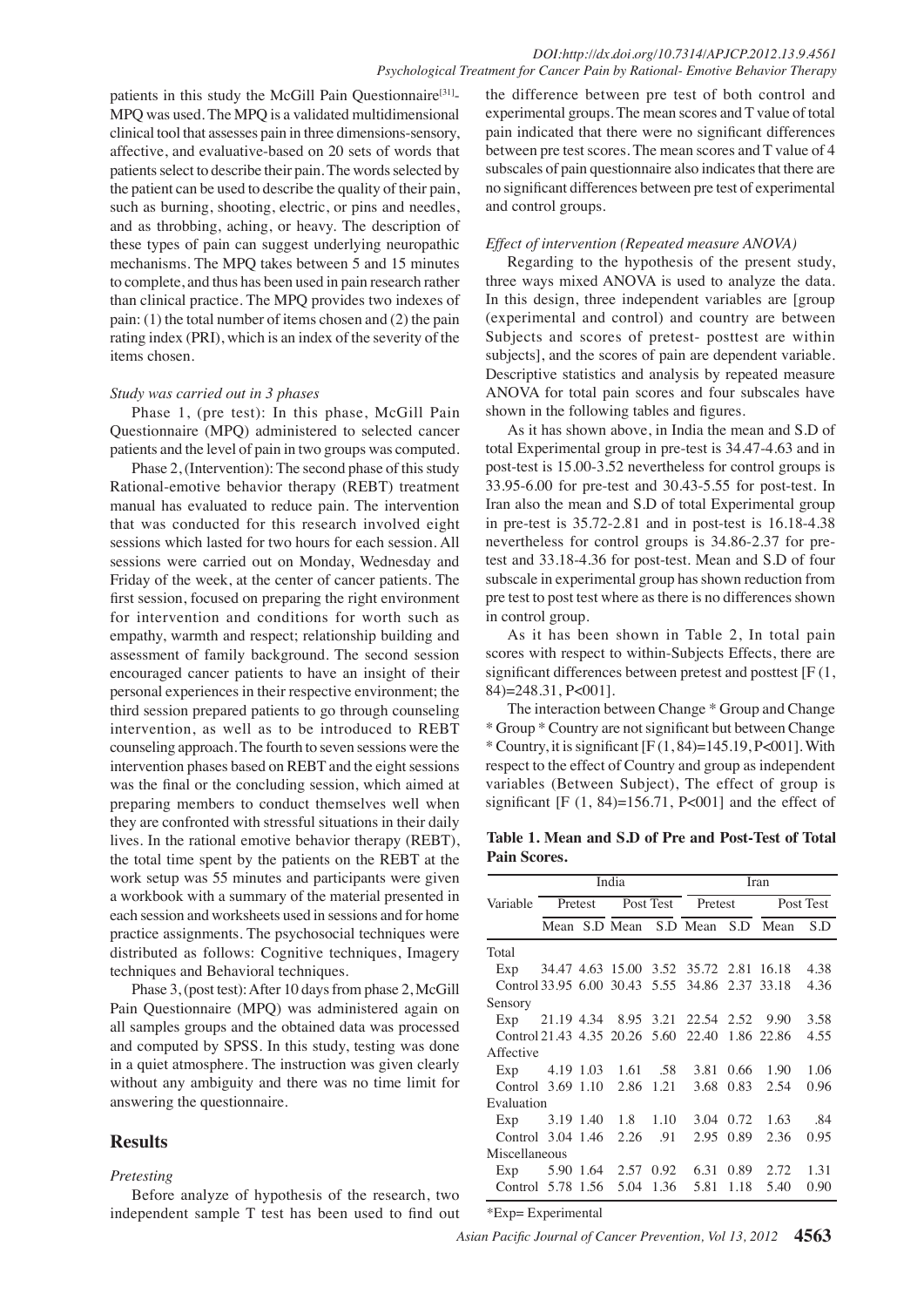patients in this study the McGill Pain Questionnaire[31]-MPQ was used. The MPQ is a validated multidimensional clinical tool that assesses pain in three dimensions-sensory, affective, and evaluative-based on 20 sets of words that patients select to describe their pain. The words selected by the patient can be used to describe the quality of their pain, such as burning, shooting, electric, or pins and needles, and as throbbing, aching, or heavy. The description of these types of pain can suggest underlying neuropathic mechanisms. The MPQ takes between 5 and 15 minutes to complete, and thus has been used in pain research rather than clinical practice. The MPQ provides two indexes of pain: (1) the total number of items chosen and (2) the pain rating index (PRI), which is an index of the severity of the items chosen.

*Study was carried out in 3 phases*

Phase 1, (pre test): In this phase, McGill Pain Questionnaire (MPQ) administered to selected cancer patients and the level of pain in two groups was computed.

Phase 2, (Intervention): The second phase of this study Rational-emotive behavior therapy (REBT) treatment manual has evaluated to reduce pain. The intervention that was conducted for this research involved eight sessions which lasted for two hours for each session. All sessions were carried out on Monday, Wednesday and Friday of the week, at the center of cancer patients. The first session, focused on preparing the right environment for intervention and conditions for worth such as empathy, warmth and respect; relationship building and assessment of family background. The second session encouraged cancer patients to have an insight of their personal experiences in their respective environment; the third session prepared patients to go through counseling intervention, as well as to be introduced to REBT counseling approach. The fourth to seven sessions were the intervention phases based on REBT and the eight sessions was the final or the concluding session, which aimed at preparing members to conduct themselves well when they are confronted with stressful situations in their daily lives. In the rational emotive behavior therapy (REBT), the total time spent by the patients on the REBT at the work setup was 55 minutes and participants were given a workbook with a summary of the material presented in each session and worksheets used in sessions and for home practice assignments. The psychosocial techniques were distributed as follows: Cognitive techniques, Imagery techniques and Behavioral techniques.

Phase 3, (post test): After 10 days from phase 2, McGill Pain Questionnaire (MPQ) was administered again on all samples groups and the obtained data was processed and computed by SPSS. In this study, testing was done in a quiet atmosphere. The instruction was given clearly without any ambiguity and there was no time limit for answering the questionnaire.

## Results

*Pretesting*

Before analyze of hypothesis of the research, two independent sample T test has been used to find out the difference between pre test of both control and experimental groups. The mean scores and T value of total pain indicated that there were no significant differences between pre test scores. The mean scores and T value of 4 subscales of pain questionnaire also indicates that there are no significant differences between pre test of experimental and control groups.

*Effect of intervention (Repeated measure ANOVA)*

Regarding to the hypothesis of the present study, three ways mixed ANOVA is used to analyze the data. In this design, three independent variables are [group (experimental and control) and country are between Subjects and scores of pretest- posttest are within subjects], and the scores of pain are dependent variable. Descriptive statistics and analysis by repeated measure ANOVA for total pain scores and four subscales have shown in the following tables and figures.

As it has shown above, in India the mean and S.D of total Experimental group in pre-test is 34.47-4.63 and in post-test is 15.00-3.52 nevertheless for control groups is 33.95-6.00 for pre-test and 30.43-5.55 for post-test. In Iran also the mean and S.D of total Experimental group in pre-test is 35.72-2.81 and in post-test is 16.18-4.38 nevertheless for control groups is 34.86-2.37 for pre-test and 33.18-4.36 for post-test. Mean and S.D of four subscale in experimental group has shown reduction from pre test to post test where as there is no differences shown in control group.

As it has been shown in Table 2, In total pain scores with respect to within-Subjects Effects, there are significant differences between pretest and posttest [$F(1, 84)=248.31$, $P<001$].

The interaction between Change * Group and Change * Group * Country are not significant but between Change * Country, it is significant [$F(1, 84)=145.19$, $P<001$]. With respect to the effect of Country and group as independent variables (Between Subject), The effect of group is significant [$F(1, 84)=156.71$, $P<001$] and the effect of

**Table 1. Mean and S.D of Pre and Post-Test of Total Pain Scores.**

| Variable | India | | | | Iran | | | |
|---|---|---|---|---|---|---|---|---|
| | Pretest | | Post Test | | Pretest | | Post Test | |
| | Mean | S.D | Mean | S.D | Mean | S.D | Mean | S.D |
| Total | | | | | | | | |
| Exp | 34.47 | 4.63 | 15.00 | 3.52 | 35.72 | 2.81 | 16.18 | 4.38 |
| Control | 33.95 | 6.00 | 30.43 | 5.55 | 34.86 | 2.37 | 33.18 | 4.36 |
| Sensory | | | | | | | | |
| Exp | 21.19 | 4.34 | 8.95 | 3.21 | 22.54 | 2.52 | 9.90 | 3.58 |
| Control | 21.43 | 4.35 | 20.26 | 5.60 | 22.40 | 1.86 | 22.86 | 4.55 |
| Affective | | | | | | | | |
| Exp | 4.19 | 1.03 | 1.61 | .58 | 3.81 | 0.66 | 1.90 | 1.06 |
| Control | 3.69 | 1.10 | 2.86 | 1.21 | 3.68 | 0.83 | 2.54 | 0.96 |
| Evaluation | | | | | | | | |
| Exp | 3.19 | 1.40 | 1.8 | 1.10 | 3.04 | 0.72 | 1.63 | .84 |
| Control | 3.04 | 1.46 | 2.26 | .91 | 2.95 | 0.89 | 2.36 | 0.95 |
| Miscellaneous | | | | | | | | |
| Exp | 5.90 | 1.64 | 2.57 | 0.92 | 6.31 | 0.89 | 2.72 | 1.31 |
| Control | 5.78 | 1.56 | 5.04 | 1.36 | 5.81 | 1.18 | 5.40 | 0.90 |

*Exp= Experimental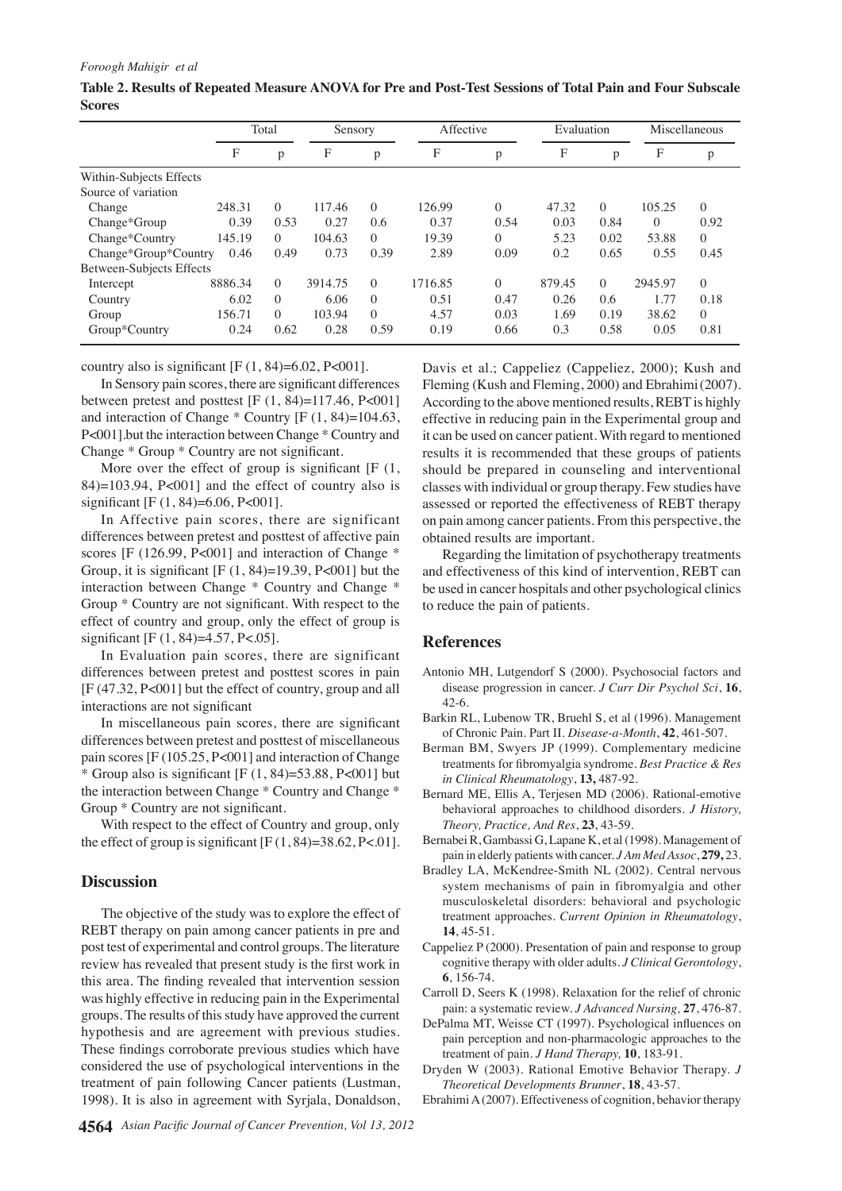**Table 2. Results of Repeated Measure ANOVA for Pre and Post-Test Sessions of Total Pain and Four Subscale Scores**

| | Total | | Sensory | | Affective | | Evaluation | | Miscellaneous | |
|---|---|---|---|---|---|---|---|---|---|---|
| | F | p | F | p | F | p | F | p | F | p |
| Within-Subjects Effects | | | | | | | | | | |
| Source of variation | | | | | | | | | | |
| Change | 248.31 | 0 | 117.46 | 0 | 126.99 | 0 | 47.32 | 0 | 105.25 | 0 |
| Change*Group | 0.39 | 0.53 | 0.27 | 0.6 | 0.37 | 0.54 | 0.03 | 0.84 | 0 | 0.92 |
| Change*Country | 145.19 | 0 | 104.63 | 0 | 19.39 | 0 | 5.23 | 0.02 | 53.88 | 0 |
| Change*Group*Country | 0.46 | 0.49 | 0.73 | 0.39 | 2.89 | 0.09 | 0.2 | 0.65 | 0.55 | 0.45 |
| Between-Subjects Effects | | | | | | | | | | |
| Intercept | 8886.34 | 0 | 3914.75 | 0 | 1716.85 | 0 | 879.45 | 0 | 2945.97 | 0 |
| Country | 6.02 | 0 | 6.06 | 0 | 0.51 | 0.47 | 0.26 | 0.6 | 1.77 | 0.18 |
| Group | 156.71 | 0 | 103.94 | 0 | 4.57 | 0.03 | 1.69 | 0.19 | 38.62 | 0 |
| Group*Country | 0.24 | 0.62 | 0.28 | 0.59 | 0.19 | 0.66 | 0.3 | 0.58 | 0.05 | 0.81 |

country also is significant [F (1, 84)=6.02, P<001].

In Sensory pain scores, there are significant differences between pretest and posttest [F (1, 84)=117.46, P<001] and interaction of Change * Country [F (1, 84)=104.63, P<001].but the interaction between Change * Country and Change * Group * Country are not significant.

More over the effect of group is significant [F (1, 84)=103.94, P<001] and the effect of country also is significant [F (1, 84)=6.06, P<001].

In Affective pain scores, there are significant differences between pretest and posttest of affective pain scores [F (126.99, P<001] and interaction of Change * Group, it is significant [F (1, 84)=19.39, P<001] but the interaction between Change * Country and Change * Group * Country are not significant. With respect to the effect of country and group, only the effect of group is significant [F (1, 84)=4.57, P<.05].

In Evaluation pain scores, there are significant differences between pretest and posttest scores in pain [F (47.32, P<001] but the effect of country, group and all interactions are not significant

In miscellaneous pain scores, there are significant differences between pretest and posttest of miscellaneous pain scores [F (105.25, P<001] and interaction of Change * Group also is significant [F (1, 84)=53.88, P<001] but the interaction between Change * Country and Change * Group * Country are not significant.

With respect to the effect of Country and group, only the effect of group is significant [F (1, 84)=38.62, P<.01].

## Discussion

The objective of the study was to explore the effect of REBT therapy on pain among cancer patients in pre and post test of experimental and control groups. The literature review has revealed that present study is the first work in this area. The finding revealed that intervention session was highly effective in reducing pain in the Experimental groups. The results of this study have approved the current hypothesis and are agreement with previous studies. These findings corroborate previous studies which have considered the use of psychological interventions in the treatment of pain following Cancer patients (Lustman, 1998). It is also in agreement with Syrjala, Donaldson, Davis et al.; Cappeliez (Cappeliez, 2000); Kush and Fleming (Kush and Fleming, 2000) and Ebrahimi (2007). According to the above mentioned results, REBT is highly effective in reducing pain in the Experimental group and it can be used on cancer patient. With regard to mentioned results it is recommended that these groups of patients should be prepared in counseling and interventional classes with individual or group therapy. Few studies have assessed or reported the effectiveness of REBT therapy on pain among cancer patients. From this perspective, the obtained results are important.

Regarding the limitation of psychotherapy treatments and effectiveness of this kind of intervention, REBT can be used in cancer hospitals and other psychological clinics to reduce the pain of patients.

## References

Antonio MH, Lutgendorf S (2000). Psychosocial factors and disease progression in cancer. *J Curr Dir Psychol Sci*, **16**, 42-6.

Barkin RL, Lubenow TR, Bruehl S, et al (1996). Management of Chronic Pain. Part II. *Disease-a-Month*, **42**, 461-507.

Berman BM, Swyers JP (1999). Complementary medicine treatments for fibromyalgia syndrome. *Best Practice & Res in Clinical Rheumatology*, **13,** 487-92.

Bernard ME, Ellis A, Terjesen MD (2006). Rational-emotive behavioral approaches to childhood disorders. *J History, Theory, Practice, And Res*, **23**, 43-59.

Bernabei R, Gambassi G, Lapane K, et al (1998). Management of pain in elderly patients with cancer. *J Am Med Assoc*, **279,** 23.

Bradley LA, McKendree-Smith NL (2002). Central nervous system mechanisms of pain in fibromyalgia and other musculoskeletal disorders: behavioral and psychologic treatment approaches. *Current Opinion in Rheumatology*, **14**, 45-51.

Cappeliez P (2000). Presentation of pain and response to group cognitive therapy with older adults. *J Clinical Gerontology*, **6**, 156-74.

Carroll D, Seers K (1998). Relaxation for the relief of chronic pain: a systematic review. *J Advanced Nursing,* **27**, 476-87.

DePalma MT, Weisse CT (1997). Psychological influences on pain perception and non-pharmacologic approaches to the treatment of pain. *J Hand Therapy,* **10**, 183-91.

Dryden W (2003). Rational Emotive Behavior Therapy. *J Theoretical Developments Brunner*, **18**, 43-57.

Ebrahimi A (2007). Effectiveness of cognition, behavior therapy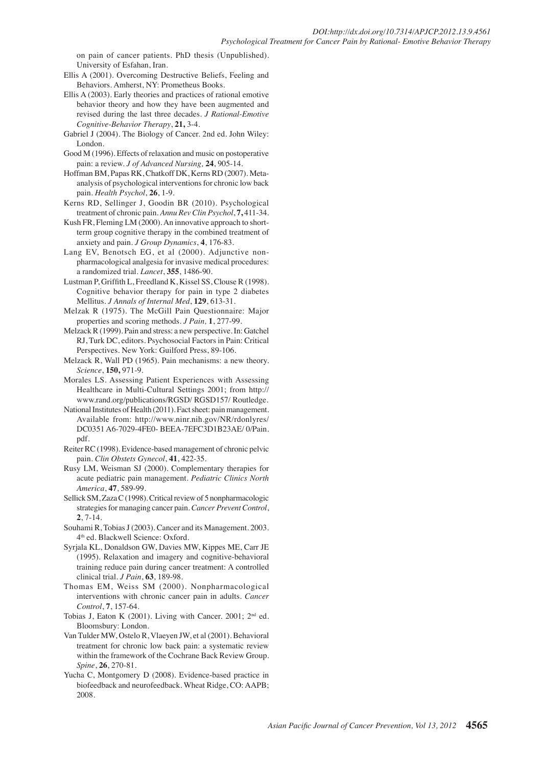on pain of cancer patients. PhD thesis (Unpublished). University of Esfahan, Iran.

Ellis A (2001). Overcoming Destructive Beliefs, Feeling and Behaviors. Amherst, NY: Prometheus Books.

Ellis A (2003). Early theories and practices of rational emotive behavior theory and how they have been augmented and revised during the last three decades. *J Rational-Emotive Cognitive-Behavior Therapy*, **21,** 3-4.

Gabriel J (2004). The Biology of Cancer. 2nd ed. John Wiley: London.

Good M (1996). Effects of relaxation and music on postoperative pain: a review. *J of Advanced Nursing,* **24**, 905-14.

Hoffman BM, Papas RK, Chatkoff DK, Kerns RD (2007). Meta-analysis of psychological interventions for chronic low back pain. *Health Psychol*, **26**, 1-9.

Kerns RD, Sellinger J, Goodin BR (2010). Psychological treatment of chronic pain. *Annu Rev Clin Psychol*, **7,** 411-34.

Kush FR, Fleming LM (2000). An innovative approach to short-term group cognitive therapy in the combined treatment of anxiety and pain. *J Group Dynamics*, **4**, 176-83.

Lang EV, Benotsch EG, et al (2000). Adjunctive non-pharmacological analgesia for invasive medical procedures: a randomized trial. *Lancet*, **355**, 1486-90.

Lustman P, Griffith L, Freedland K, Kissel SS, Clouse R (1998). Cognitive behavior therapy for pain in type 2 diabetes Mellitus. *J Annals of Internal Med*, **129**, 613-31.

Melzak R (1975). The McGill Pain Questionnaire: Major properties and scoring methods. *J Pain,* **1**, 277-99.

Melzack R (1999). Pain and stress: a new perspective. In: Gatchel RJ, Turk DC, editors. Psychosocial Factors in Pain: Critical Perspectives. New York: Guilford Press, 89-106.

Melzack R, Wall PD (1965). Pain mechanisms: a new theory. *Science*, **150,** 971-9.

Morales LS. Assessing Patient Experiences with Assessing Healthcare in Multi-Cultural Settings 2001; from http://www.rand.org/publications/RGSD/ RGSD157/ Routledge.

National Institutes of Health (2011). Fact sheet: pain management. Available from: http://www.ninr.nih.gov/NR/rdonlyres/DC0351 A6-7029-4FE0- BEEA-7EFC3D1B23AE/ 0/Pain.pdf.

Reiter RC (1998). Evidence-based management of chronic pelvic pain. *Clin Obstets Gynecol*, **41**, 422-35.

Rusy LM, Weisman SJ (2000). Complementary therapies for acute pediatric pain management. *Pediatric Clinics North America*, **47**, 589-99.

Sellick SM, Zaza C (1998). Critical review of 5 nonpharmacologic strategies for managing cancer pain. *Cancer Prevent Control*, **2**, 7-14.

Souhami R, Tobias J (2003). Cancer and its Management. 2003. 4th ed. Blackwell Science: Oxford.

Syrjala KL, Donaldson GW, Davies MW, Kippes ME, Carr JE (1995). Relaxation and imagery and cognitive-behavioral training reduce pain during cancer treatment: A controlled clinical trial. *J Pain*, **63**, 189-98.

Thomas EM, Weiss SM (2000). Nonpharmacological interventions with chronic cancer pain in adults. *Cancer Control*, **7**, 157-64.

Tobias J, Eaton K (2001). Living with Cancer. 2001; 2nd ed. Bloomsbury: London.

Van Tulder MW, Ostelo R, Vlaeyen JW, et al (2001). Behavioral treatment for chronic low back pain: a systematic review within the framework of the Cochrane Back Review Group. *Spine*, **26**, 270-81.

Yucha C, Montgomery D (2008). Evidence-based practice in biofeedback and neurofeedback. Wheat Ridge, CO: AAPB; 2008.